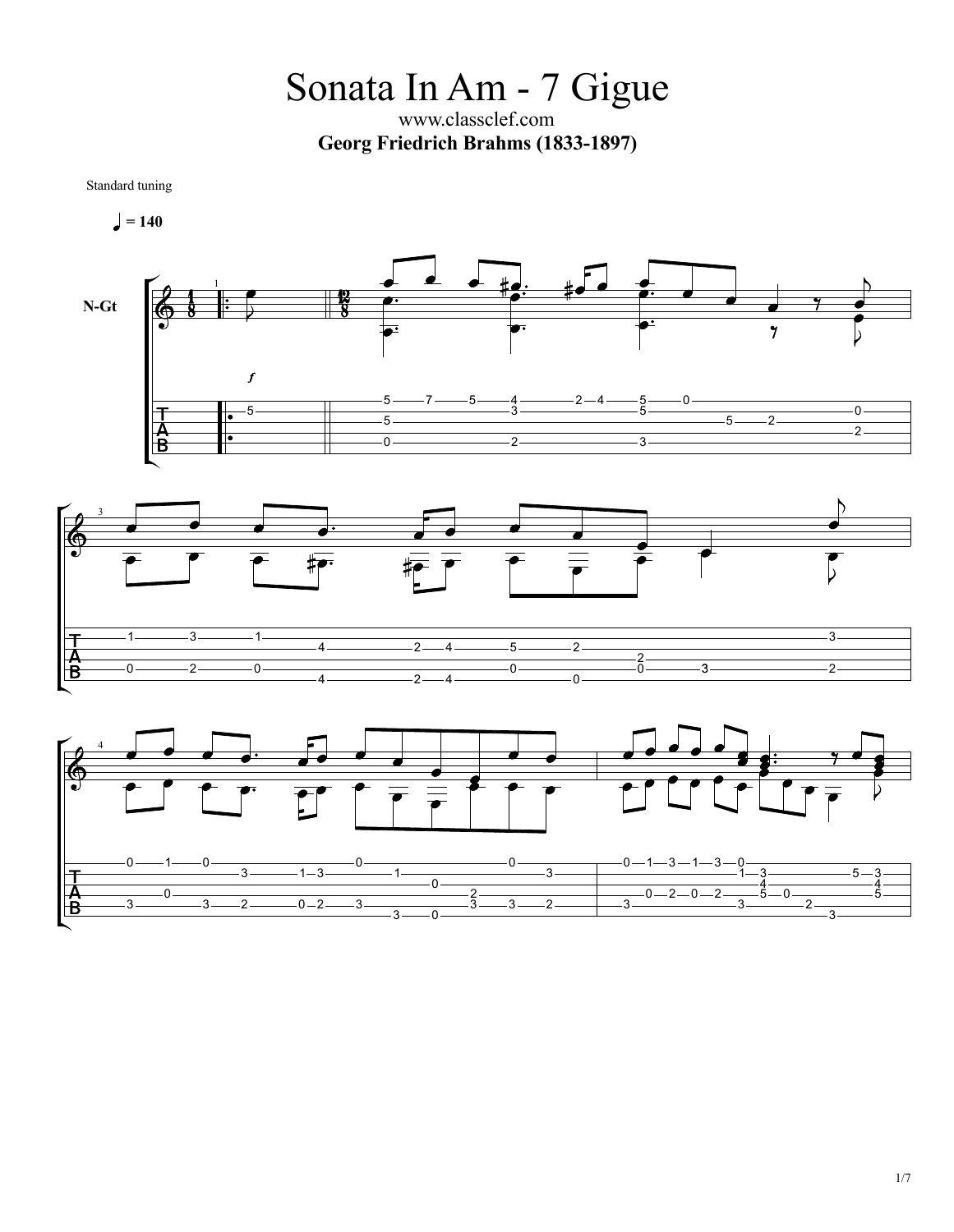# Sonata In Am - 7 Gigue

www.classclef.com

**Georg Friedrich Brahms (1833-1897)**

Standard tuning

♩ = 140

N-Gt